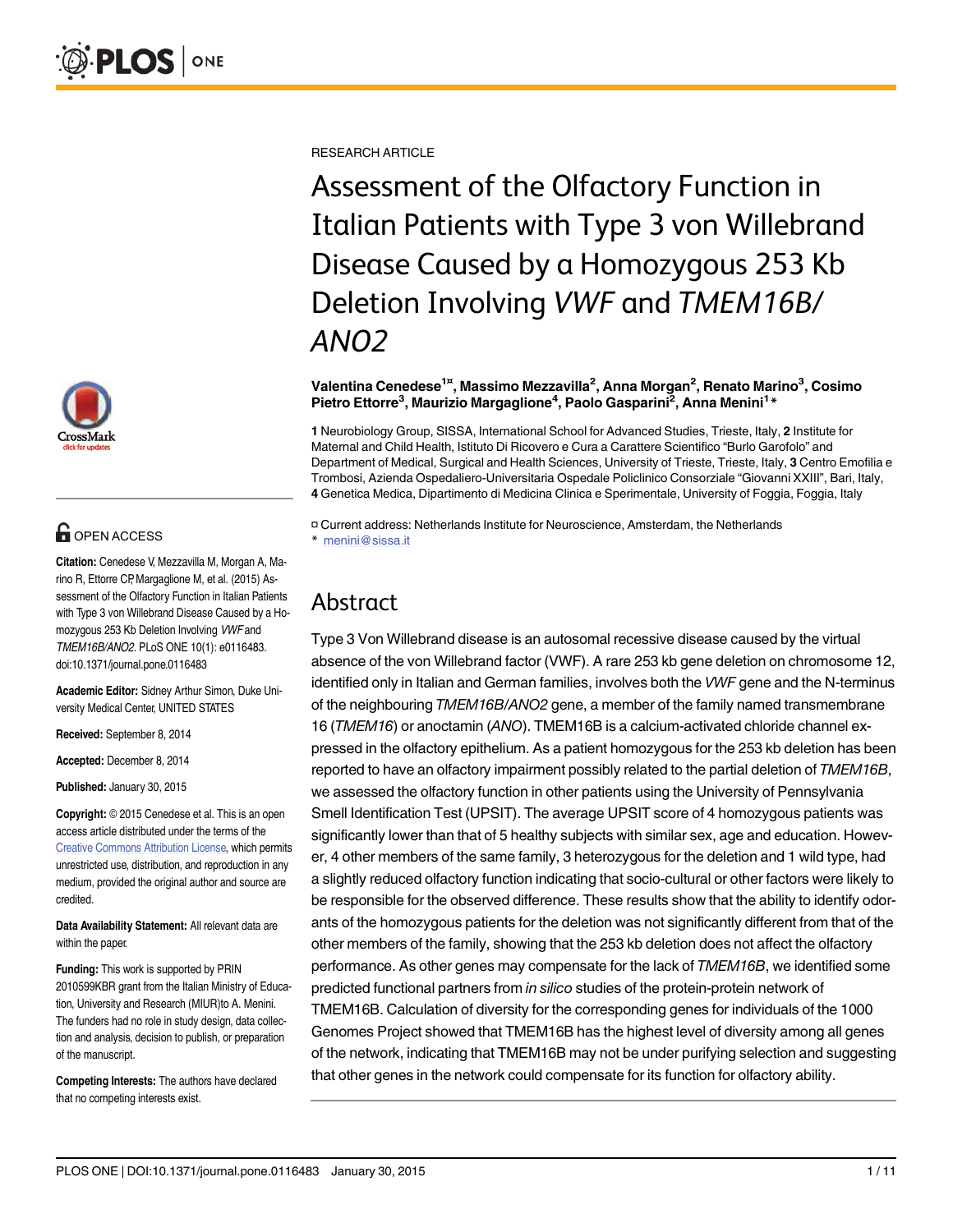RESEARCH ARTICLE

# Assessment of the Olfactory Function in Italian Patients with Type 3 von Willebrand Disease Caused by a Homozygous 253 Kb Deletion Involving *VWF* and *TMEM16B/ANO2*

**Valentina Cenedese[1¤], Massimo Mezzavilla[2], Anna Morgan[2], Renato Marino[3], Cosimo Pietro Ettorre[3], Maurizio Margaglione[4], Paolo Gasparini[2], Anna Menini[1]***

**1** Neurobiology Group, SISSA, International School for Advanced Studies, Trieste, Italy, **2** Institute for Maternal and Child Health, Istituto Di Ricovero e Cura a Carattere Scientifico "Burlo Garofolo" and Department of Medical, Surgical and Health Sciences, University of Trieste, Trieste, Italy, **3** Centro Emofilia e Trombosi, Azienda Ospedaliero-Universitaria Ospedale Policlinico Consorziale "Giovanni XXIII", Bari, Italy, **4** Genetica Medica, Dipartimento di Medicina Clinica e Sperimentale, University of Foggia, Foggia, Italy

¤ Current address: Netherlands Institute for Neuroscience, Amsterdam, the Netherlands
* menini@sissa.it

OPEN ACCESS

**Citation:** Cenedese V, Mezzavilla M, Morgan A, Marino R, Ettorre CP, Margaglione M, et al. (2015) Assessment of the Olfactory Function in Italian Patients with Type 3 von Willebrand Disease Caused by a Homozygous 253 Kb Deletion Involving *VWF* and *TMEM16B/ANO2*. PLoS ONE 10(1): e0116483. doi:10.1371/journal.pone.0116483

**Academic Editor:** Sidney Arthur Simon, Duke University Medical Center, UNITED STATES

**Received:** September 8, 2014

**Accepted:** December 8, 2014

**Published:** January 30, 2015

**Copyright:** © 2015 Cenedese et al. This is an open access article distributed under the terms of the Creative Commons Attribution License, which permits unrestricted use, distribution, and reproduction in any medium, provided the original author and source are credited.

**Data Availability Statement:** All relevant data are within the paper.

**Funding:** This work is supported by PRIN 2010599KBR grant from the Italian Ministry of Education, University and Research (MIUR)to A. Menini. The funders had no role in study design, data collection and analysis, decision to publish, or preparation of the manuscript.

**Competing Interests:** The authors have declared that no competing interests exist.

## Abstract

Type 3 Von Willebrand disease is an autosomal recessive disease caused by the virtual absence of the von Willebrand factor (VWF). A rare 253 kb gene deletion on chromosome 12, identified only in Italian and German families, involves both the *VWF* gene and the N-terminus of the neighbouring *TMEM16B/ANO2* gene, a member of the family named transmembrane 16 (*TMEM16*) or anoctamin (*ANO*). TMEM16B is a calcium-activated chloride channel expressed in the olfactory epithelium. As a patient homozygous for the 253 kb deletion has been reported to have an olfactory impairment possibly related to the partial deletion of *TMEM16B*, we assessed the olfactory function in other patients using the University of Pennsylvania Smell Identification Test (UPSIT). The average UPSIT score of 4 homozygous patients was significantly lower than that of 5 healthy subjects with similar sex, age and education. However, 4 other members of the same family, 3 heterozygous for the deletion and 1 wild type, had a slightly reduced olfactory function indicating that socio-cultural or other factors were likely to be responsible for the observed difference. These results show that the ability to identify odorants of the homozygous patients for the deletion was not significantly different from that of the other members of the family, showing that the 253 kb deletion does not affect the olfactory performance. As other genes may compensate for the lack of *TMEM16B*, we identified some predicted functional partners from *in silico* studies of the protein-protein network of TMEM16B. Calculation of diversity for the corresponding genes for individuals of the 1000 Genomes Project showed that TMEM16B has the highest level of diversity among all genes of the network, indicating that TMEM16B may not be under purifying selection and suggesting that other genes in the network could compensate for its function for olfactory ability.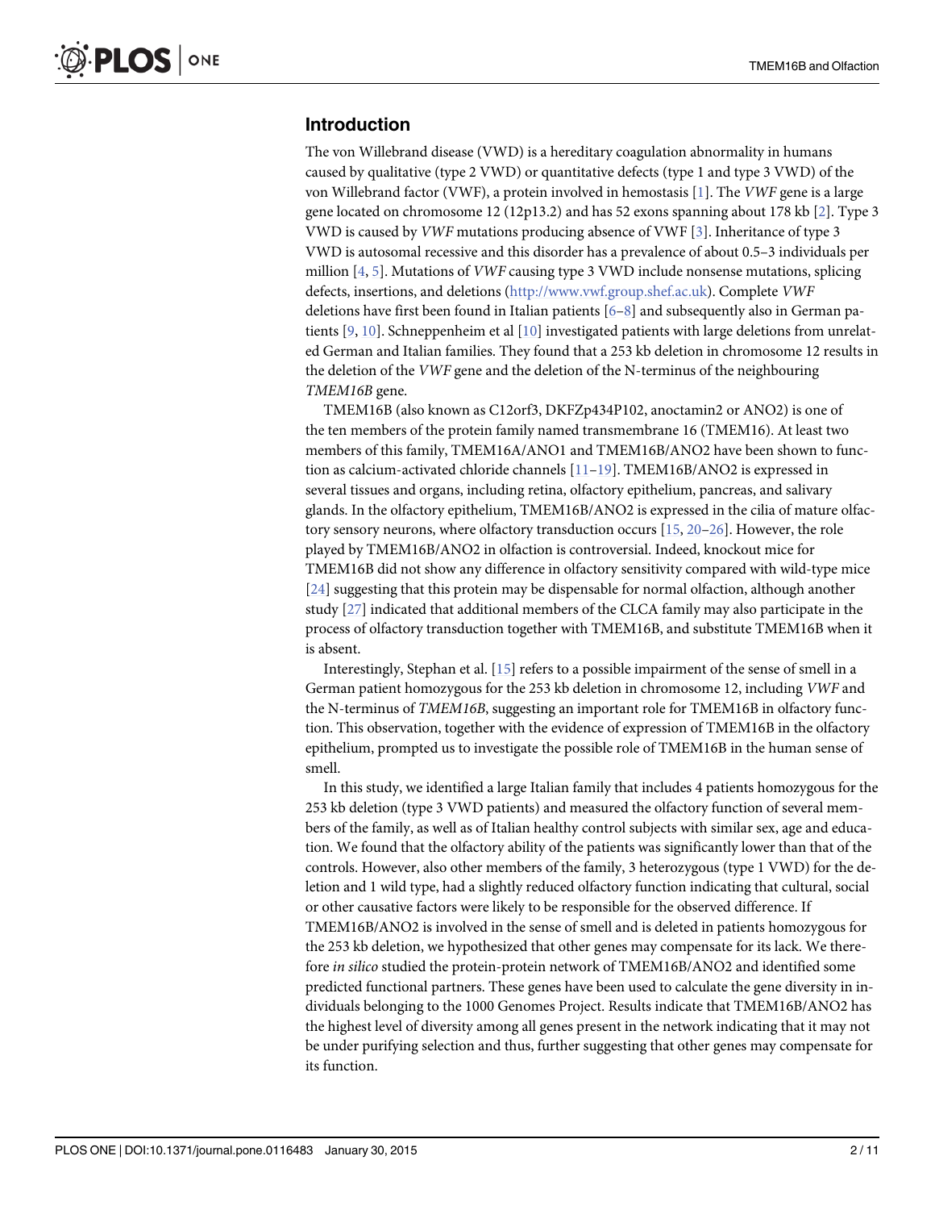## Introduction

The von Willebrand disease (VWD) is a hereditary coagulation abnormality in humans caused by qualitative (type 2 VWD) or quantitative defects (type 1 and type 3 VWD) of the von Willebrand factor (VWF), a protein involved in hemostasis [1]. The *VWF* gene is a large gene located on chromosome 12 (12p13.2) and has 52 exons spanning about 178 kb [2]. Type 3 VWD is caused by *VWF* mutations producing absence of VWF [3]. Inheritance of type 3 VWD is autosomal recessive and this disorder has a prevalence of about 0.5–3 individuals per million [4, 5]. Mutations of *VWF* causing type 3 VWD include nonsense mutations, splicing defects, insertions, and deletions (http://www.vwf.group.shef.ac.uk). Complete *VWF* deletions have first been found in Italian patients [6–8] and subsequently also in German patients [9, 10]. Schneppenheim et al [10] investigated patients with large deletions from unrelated German and Italian families. They found that a 253 kb deletion in chromosome 12 results in the deletion of the *VWF* gene and the deletion of the N-terminus of the neighbouring *TMEM16B* gene.

TMEM16B (also known as C12orf3, DKFZp434P102, anoctamin2 or ANO2) is one of the ten members of the protein family named transmembrane 16 (TMEM16). At least two members of this family, TMEM16A/ANO1 and TMEM16B/ANO2 have been shown to function as calcium-activated chloride channels [11–19]. TMEM16B/ANO2 is expressed in several tissues and organs, including retina, olfactory epithelium, pancreas, and salivary glands. In the olfactory epithelium, TMEM16B/ANO2 is expressed in the cilia of mature olfactory sensory neurons, where olfactory transduction occurs [15, 20–26]. However, the role played by TMEM16B/ANO2 in olfaction is controversial. Indeed, knockout mice for TMEM16B did not show any difference in olfactory sensitivity compared with wild-type mice [24] suggesting that this protein may be dispensable for normal olfaction, although another study [27] indicated that additional members of the CLCA family may also participate in the process of olfactory transduction together with TMEM16B, and substitute TMEM16B when it is absent.

Interestingly, Stephan et al. [15] refers to a possible impairment of the sense of smell in a German patient homozygous for the 253 kb deletion in chromosome 12, including *VWF* and the N-terminus of *TMEM16B*, suggesting an important role for TMEM16B in olfactory function. This observation, together with the evidence of expression of TMEM16B in the olfactory epithelium, prompted us to investigate the possible role of TMEM16B in the human sense of smell.

In this study, we identified a large Italian family that includes 4 patients homozygous for the 253 kb deletion (type 3 VWD patients) and measured the olfactory function of several members of the family, as well as of Italian healthy control subjects with similar sex, age and education. We found that the olfactory ability of the patients was significantly lower than that of the controls. However, also other members of the family, 3 heterozygous (type 1 VWD) for the deletion and 1 wild type, had a slightly reduced olfactory function indicating that cultural, social or other causative factors were likely to be responsible for the observed difference. If TMEM16B/ANO2 is involved in the sense of smell and is deleted in patients homozygous for the 253 kb deletion, we hypothesized that other genes may compensate for its lack. We therefore *in silico* studied the protein-protein network of TMEM16B/ANO2 and identified some predicted functional partners. These genes have been used to calculate the gene diversity in individuals belonging to the 1000 Genomes Project. Results indicate that TMEM16B/ANO2 has the highest level of diversity among all genes present in the network indicating that it may not be under purifying selection and thus, further suggesting that other genes may compensate for its function.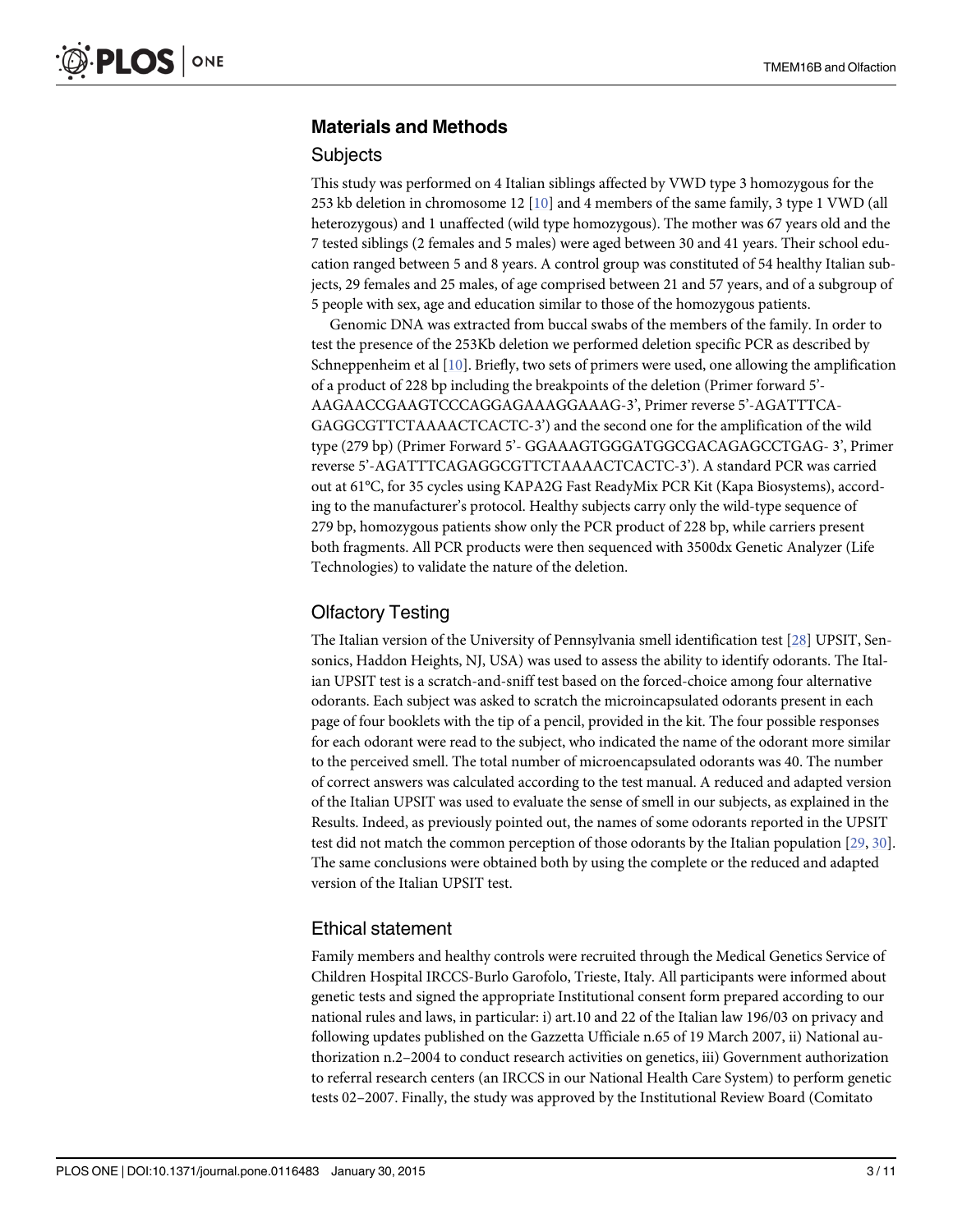## Materials and Methods

### Subjects

This study was performed on 4 Italian siblings affected by VWD type 3 homozygous for the 253 kb deletion in chromosome 12 [10] and 4 members of the same family, 3 type 1 VWD (all heterozygous) and 1 unaffected (wild type homozygous). The mother was 67 years old and the 7 tested siblings (2 females and 5 males) were aged between 30 and 41 years. Their school education ranged between 5 and 8 years. A control group was constituted of 54 healthy Italian subjects, 29 females and 25 males, of age comprised between 21 and 57 years, and of a subgroup of 5 people with sex, age and education similar to those of the homozygous patients.

Genomic DNA was extracted from buccal swabs of the members of the family. In order to test the presence of the 253Kb deletion we performed deletion specific PCR as described by Schneppenheim et al [10]. Briefly, two sets of primers were used, one allowing the amplification of a product of 228 bp including the breakpoints of the deletion (Primer forward 5'-AAGAACCGAAGTCCCAGGAGAAAGGAAAG-3', Primer reverse 5'-AGATTTCA-GAGGCGTTCTAAAACTCACTC-3') and the second one for the amplification of the wild type (279 bp) (Primer Forward 5'- GGAAAGTGGGATGGCGACAGAGCCTGAG- 3', Primer reverse 5'-AGATTTCAGAGGCGTTCTAAAACTCACTC-3'). A standard PCR was carried out at 61°C, for 35 cycles using KAPA2G Fast ReadyMix PCR Kit (Kapa Biosystems), according to the manufacturer's protocol. Healthy subjects carry only the wild-type sequence of 279 bp, homozygous patients show only the PCR product of 228 bp, while carriers present both fragments. All PCR products were then sequenced with 3500dx Genetic Analyzer (Life Technologies) to validate the nature of the deletion.

### Olfactory Testing

The Italian version of the University of Pennsylvania smell identification test [28] UPSIT, Sensonics, Haddon Heights, NJ, USA) was used to assess the ability to identify odorants. The Italian UPSIT test is a scratch-and-sniff test based on the forced-choice among four alternative odorants. Each subject was asked to scratch the microincapsulated odorants present in each page of four booklets with the tip of a pencil, provided in the kit. The four possible responses for each odorant were read to the subject, who indicated the name of the odorant more similar to the perceived smell. The total number of microencapsulated odorants was 40. The number of correct answers was calculated according to the test manual. A reduced and adapted version of the Italian UPSIT was used to evaluate the sense of smell in our subjects, as explained in the Results. Indeed, as previously pointed out, the names of some odorants reported in the UPSIT test did not match the common perception of those odorants by the Italian population [29, 30]. The same conclusions were obtained both by using the complete or the reduced and adapted version of the Italian UPSIT test.

### Ethical statement

Family members and healthy controls were recruited through the Medical Genetics Service of Children Hospital IRCCS-Burlo Garofolo, Trieste, Italy. All participants were informed about genetic tests and signed the appropriate Institutional consent form prepared according to our national rules and laws, in particular: i) art.10 and 22 of the Italian law 196/03 on privacy and following updates published on the Gazzetta Ufficiale n.65 of 19 March 2007, ii) National authorization n.2–2004 to conduct research activities on genetics, iii) Government authorization to referral research centers (an IRCCS in our National Health Care System) to perform genetic tests 02–2007. Finally, the study was approved by the Institutional Review Board (Comitato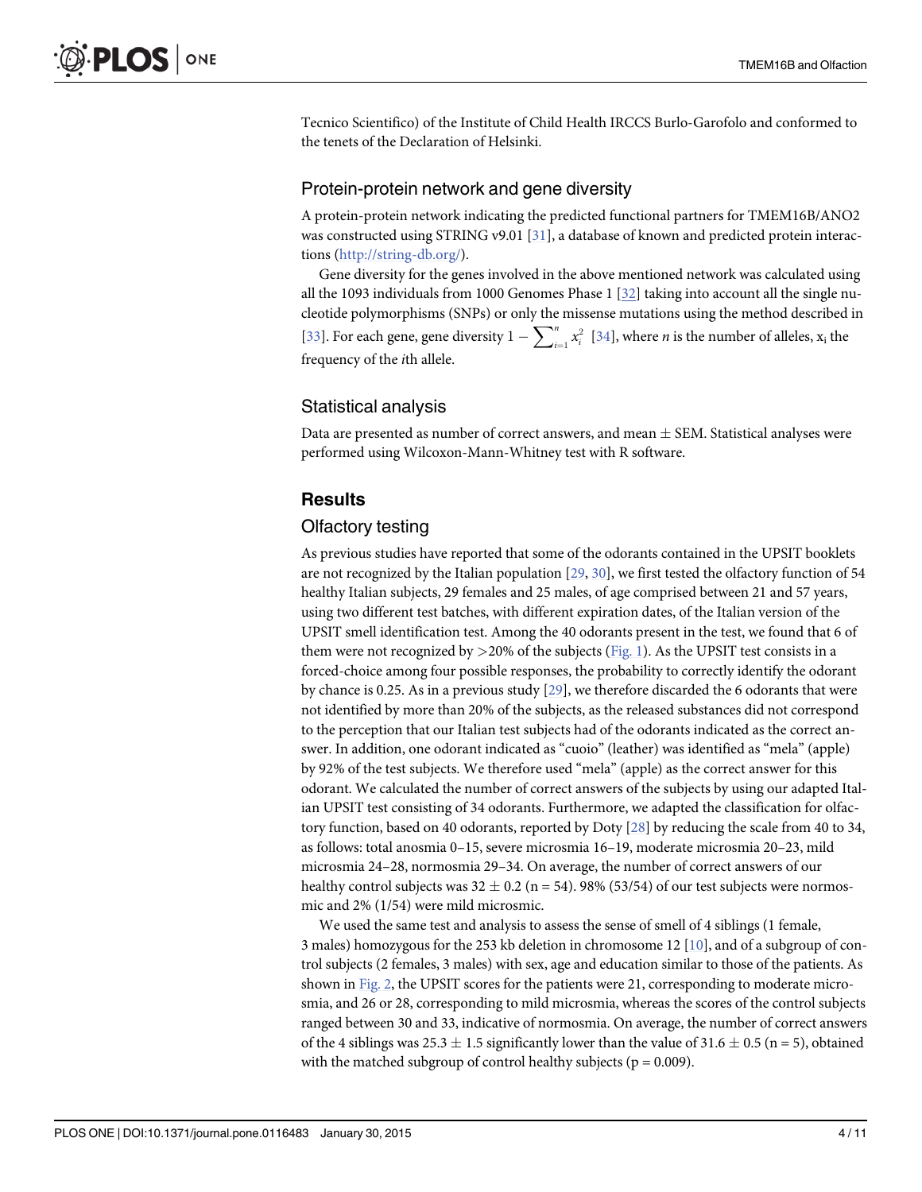Tecnico Scientifico) of the Institute of Child Health IRCCS Burlo-Garofolo and conformed to the tenets of the Declaration of Helsinki.

## Protein-protein network and gene diversity

A protein-protein network indicating the predicted functional partners for TMEM16B/ANO2 was constructed using STRING v9.01 [31], a database of known and predicted protein interactions (http://string-db.org/).

Gene diversity for the genes involved in the above mentioned network was calculated using all the 1093 individuals from 1000 Genomes Phase 1 [32] taking into account all the single nucleotide polymorphisms (SNPs) or only the missense mutations using the method described in [33]. For each gene, gene diversity $1 - \sum_{i=1}^{n} x_i^2$ [34], where $n$ is the number of alleles, $x_i$ the frequency of the $i$th allele.

## Statistical analysis

Data are presented as number of correct answers, and mean ± SEM. Statistical analyses were performed using Wilcoxon-Mann-Whitney test with R software.

# Results

## Olfactory testing

As previous studies have reported that some of the odorants contained in the UPSIT booklets are not recognized by the Italian population [29, 30], we first tested the olfactory function of 54 healthy Italian subjects, 29 females and 25 males, of age comprised between 21 and 57 years, using two different test batches, with different expiration dates, of the Italian version of the UPSIT smell identification test. Among the 40 odorants present in the test, we found that 6 of them were not recognized by >20% of the subjects (Fig. 1). As the UPSIT test consists in a forced-choice among four possible responses, the probability to correctly identify the odorant by chance is 0.25. As in a previous study [29], we therefore discarded the 6 odorants that were not identified by more than 20% of the subjects, as the released substances did not correspond to the perception that our Italian test subjects had of the odorants indicated as the correct answer. In addition, one odorant indicated as "cuoio" (leather) was identified as "mela" (apple) by 92% of the test subjects. We therefore used "mela" (apple) as the correct answer for this odorant. We calculated the number of correct answers of the subjects by using our adapted Italian UPSIT test consisting of 34 odorants. Furthermore, we adapted the classification for olfactory function, based on 40 odorants, reported by Doty [28] by reducing the scale from 40 to 34, as follows: total anosmia 0–15, severe microsmia 16–19, moderate microsmia 20–23, mild microsmia 24–28, normosmia 29–34. On average, the number of correct answers of our healthy control subjects was 32 ± 0.2 (n = 54). 98% (53/54) of our test subjects were normosmic and 2% (1/54) were mild microsmic.

We used the same test and analysis to assess the sense of smell of 4 siblings (1 female, 3 males) homozygous for the 253 kb deletion in chromosome 12 [10], and of a subgroup of control subjects (2 females, 3 males) with sex, age and education similar to those of the patients. As shown in Fig. 2, the UPSIT scores for the patients were 21, corresponding to moderate microsmia, and 26 or 28, corresponding to mild microsmia, whereas the scores of the control subjects ranged between 30 and 33, indicative of normosmia. On average, the number of correct answers of the 4 siblings was 25.3 ± 1.5 significantly lower than the value of 31.6 ± 0.5 (n = 5), obtained with the matched subgroup of control healthy subjects (p = 0.009).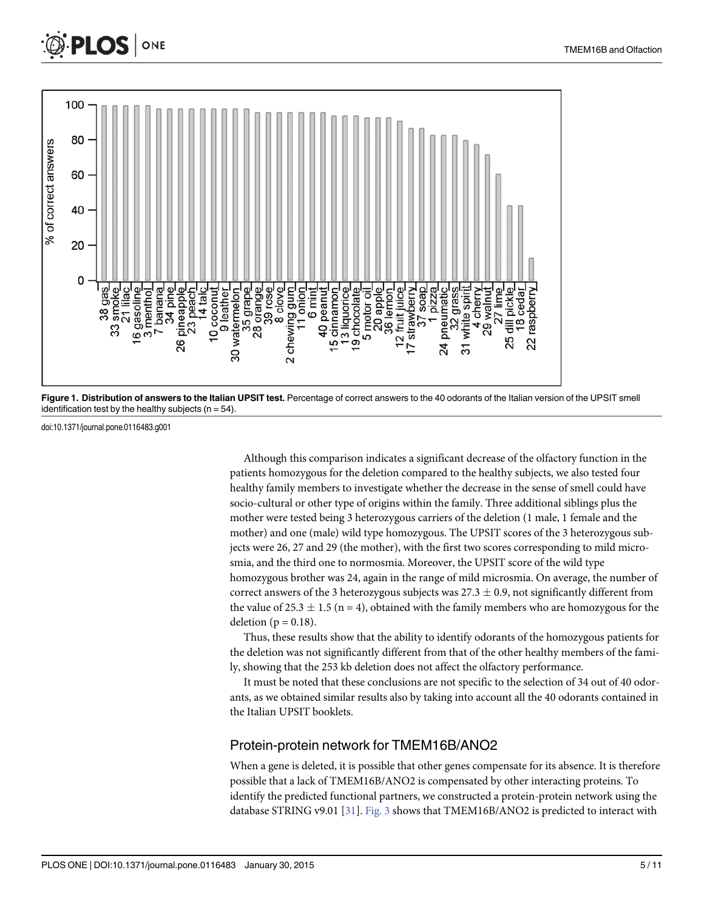Figure 1. Distribution of answers to the Italian UPSIT test. Percentage of correct answers to the 40 odorants of the Italian version of the UPSIT smell identification test by the healthy subjects (n = 54).

doi:10.1371/journal.pone.0116483.g001

Although this comparison indicates a significant decrease of the olfactory function in the patients homozygous for the deletion compared to the healthy subjects, we also tested four healthy family members to investigate whether the decrease in the sense of smell could have socio-cultural or other type of origins within the family. Three additional siblings plus the mother were tested being 3 heterozygous carriers of the deletion (1 male, 1 female and the mother) and one (male) wild type homozygous. The UPSIT scores of the 3 heterozygous subjects were 26, 27 and 29 (the mother), with the first two scores corresponding to mild microsmia, and the third one to normosmia. Moreover, the UPSIT score of the wild type homozygous brother was 24, again in the range of mild microsmia. On average, the number of correct answers of the 3 heterozygous subjects was $27.3 \pm 0.9$, not significantly different from the value of $25.3 \pm 1.5$ (n = 4), obtained with the family members who are homozygous for the deletion (p = 0.18).

Thus, these results show that the ability to identify odorants of the homozygous patients for the deletion was not significantly different from that of the other healthy members of the family, showing that the 253 kb deletion does not affect the olfactory performance.

It must be noted that these conclusions are not specific to the selection of 34 out of 40 odorants, as we obtained similar results also by taking into account all the 40 odorants contained in the Italian UPSIT booklets.

## Protein-protein network for TMEM16B/ANO2

When a gene is deleted, it is possible that other genes compensate for its absence. It is therefore possible that a lack of TMEM16B/ANO2 is compensated by other interacting proteins. To identify the predicted functional partners, we constructed a protein-protein network using the database STRING v9.01 [31]. Fig. 3 shows that TMEM16B/ANO2 is predicted to interact with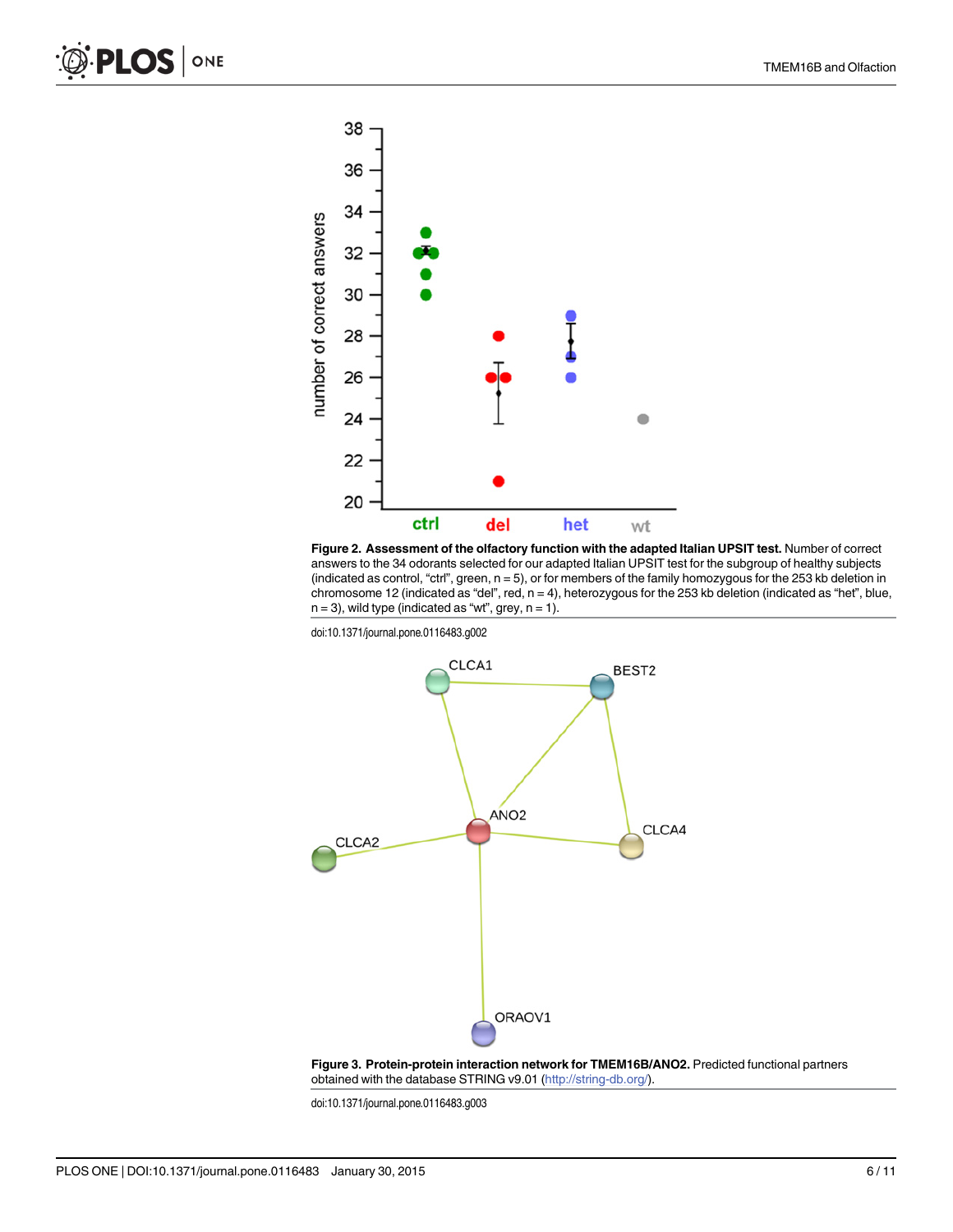**Figure 2. Assessment of the olfactory function with the adapted Italian UPSIT test.** Number of correct answers to the 34 odorants selected for our adapted Italian UPSIT test for the subgroup of healthy subjects (indicated as control, “ctrl”, green, n = 5), or for members of the family homozygous for the 253 kb deletion in chromosome 12 (indicated as “del”, red, n = 4), heterozygous for the 253 kb deletion (indicated as “het”, blue, n = 3), wild type (indicated as “wt”, grey, n = 1).

doi:10.1371/journal.pone.0116483.g002

**Figure 3. Protein-protein interaction network for TMEM16B/ANO2.** Predicted functional partners obtained with the database STRING v9.01 (http://string-db.org/).

doi:10.1371/journal.pone.0116483.g003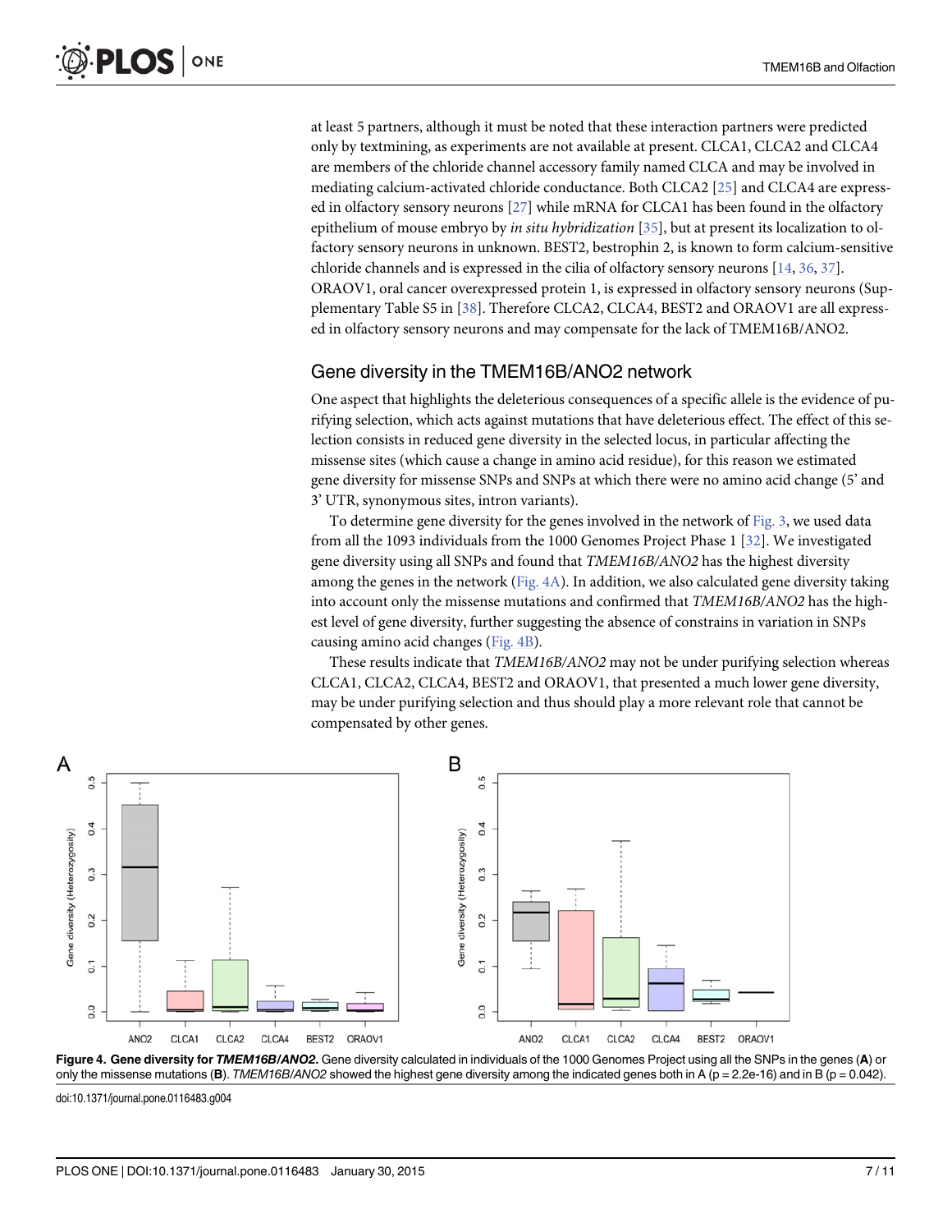at least 5 partners, although it must be noted that these interaction partners were predicted only by textmining, as experiments are not available at present. CLCA1, CLCA2 and CLCA4 are members of the chloride channel accessory family named CLCA and may be involved in mediating calcium-activated chloride conductance. Both CLCA2 [25] and CLCA4 are expressed in olfactory sensory neurons [27] while mRNA for CLCA1 has been found in the olfactory epithelium of mouse embryo by *in situ hybridization* [35], but at present its localization to olfactory sensory neurons in unknown. BEST2, bestrophin 2, is known to form calcium-sensitive chloride channels and is expressed in the cilia of olfactory sensory neurons [14, 36, 37]. ORAOV1, oral cancer overexpressed protein 1, is expressed in olfactory sensory neurons (Supplementary Table S5 in [38]. Therefore CLCA2, CLCA4, BEST2 and ORAOV1 are all expressed in olfactory sensory neurons and may compensate for the lack of TMEM16B/ANO2.

## Gene diversity in the TMEM16B/ANO2 network

One aspect that highlights the deleterious consequences of a specific allele is the evidence of purifying selection, which acts against mutations that have deleterious effect. The effect of this selection consists in reduced gene diversity in the selected locus, in particular affecting the missense sites (which cause a change in amino acid residue), for this reason we estimated gene diversity for missense SNPs and SNPs at which there were no amino acid change (5' and 3' UTR, synonymous sites, intron variants).

To determine gene diversity for the genes involved in the network of Fig. 3, we used data from all the 1093 individuals from the 1000 Genomes Project Phase 1 [32]. We investigated gene diversity using all SNPs and found that *TMEM16B/ANO2* has the highest diversity among the genes in the network (Fig. 4A). In addition, we also calculated gene diversity taking into account only the missense mutations and confirmed that *TMEM16B/ANO2* has the highest level of gene diversity, further suggesting the absence of constrains in variation in SNPs causing amino acid changes (Fig. 4B).

These results indicate that *TMEM16B/ANO2* may not be under purifying selection whereas CLCA1, CLCA2, CLCA4, BEST2 and ORAOV1, that presented a much lower gene diversity, may be under purifying selection and thus should play a more relevant role that cannot be compensated by other genes.

**Figure 4. Gene diversity for *TMEM16B/ANO2*.** Gene diversity calculated in individuals of the 1000 Genomes Project using all the SNPs in the genes (**A**) or only the missense mutations (**B**). *TMEM16B/ANO2* showed the highest gene diversity among the indicated genes both in A ($p = 2.2e\text{-}16$) and in B ($p = 0.042$).

doi:10.1371/journal.pone.0116483.g004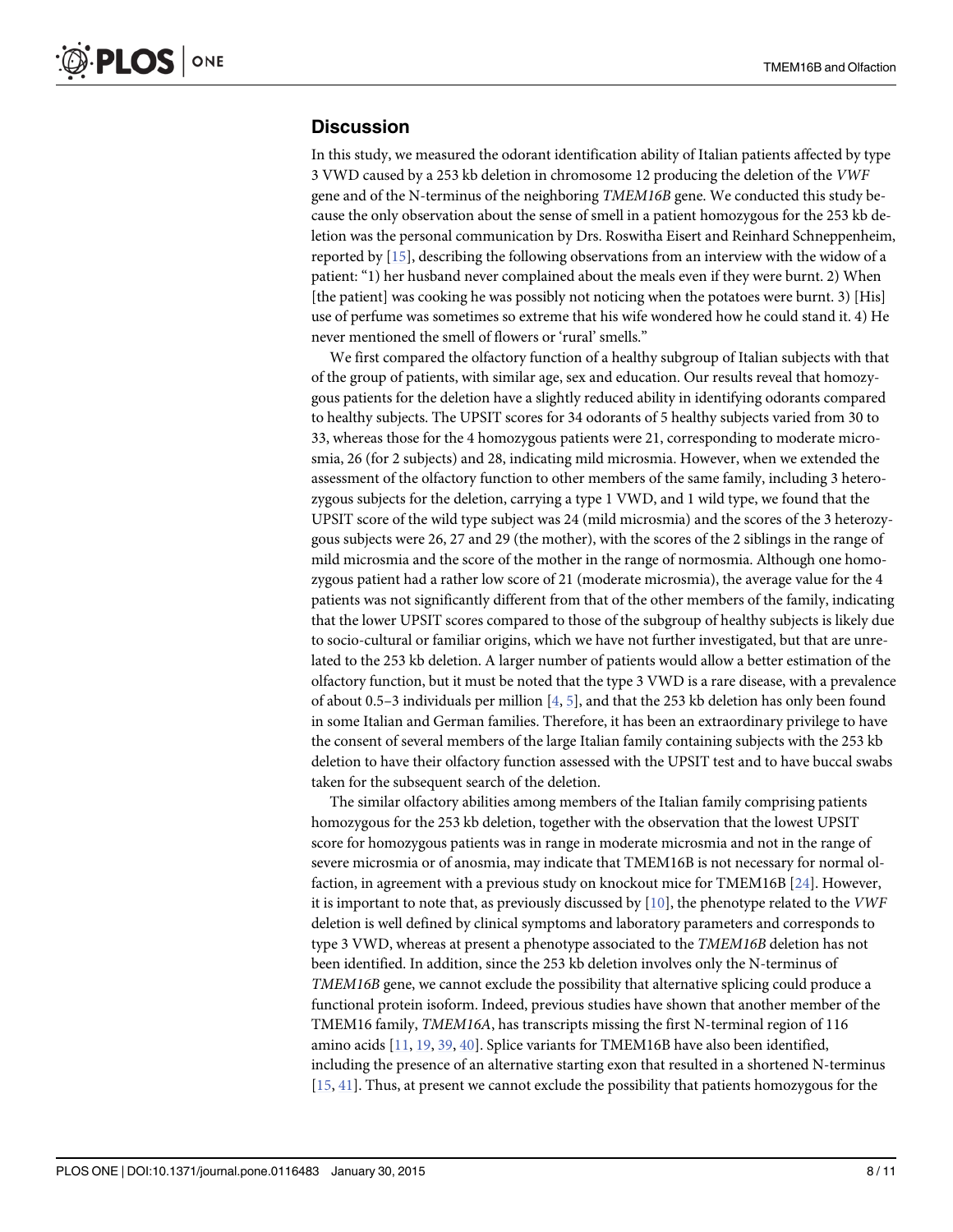## Discussion

In this study, we measured the odorant identification ability of Italian patients affected by type 3 VWD caused by a 253 kb deletion in chromosome 12 producing the deletion of the *VWF* gene and of the N-terminus of the neighboring *TMEM16B* gene. We conducted this study because the only observation about the sense of smell in a patient homozygous for the 253 kb deletion was the personal communication by Drs. Roswitha Eisert and Reinhard Schneppenheim, reported by [15], describing the following observations from an interview with the widow of a patient: "1) her husband never complained about the meals even if they were burnt. 2) When [the patient] was cooking he was possibly not noticing when the potatoes were burnt. 3) [His] use of perfume was sometimes so extreme that his wife wondered how he could stand it. 4) He never mentioned the smell of flowers or 'rural' smells."

We first compared the olfactory function of a healthy subgroup of Italian subjects with that of the group of patients, with similar age, sex and education. Our results reveal that homozygous patients for the deletion have a slightly reduced ability in identifying odorants compared to healthy subjects. The UPSIT scores for 34 odorants of 5 healthy subjects varied from 30 to 33, whereas those for the 4 homozygous patients were 21, corresponding to moderate microsmia, 26 (for 2 subjects) and 28, indicating mild microsmia. However, when we extended the assessment of the olfactory function to other members of the same family, including 3 heterozygous subjects for the deletion, carrying a type 1 VWD, and 1 wild type, we found that the UPSIT score of the wild type subject was 24 (mild microsmia) and the scores of the 3 heterozygous subjects were 26, 27 and 29 (the mother), with the scores of the 2 siblings in the range of mild microsmia and the score of the mother in the range of normosmia. Although one homozygous patient had a rather low score of 21 (moderate microsmia), the average value for the 4 patients was not significantly different from that of the other members of the family, indicating that the lower UPSIT scores compared to those of the subgroup of healthy subjects is likely due to socio-cultural or familiar origins, which we have not further investigated, but that are unrelated to the 253 kb deletion. A larger number of patients would allow a better estimation of the olfactory function, but it must be noted that the type 3 VWD is a rare disease, with a prevalence of about 0.5–3 individuals per million [4, 5], and that the 253 kb deletion has only been found in some Italian and German families. Therefore, it has been an extraordinary privilege to have the consent of several members of the large Italian family containing subjects with the 253 kb deletion to have their olfactory function assessed with the UPSIT test and to have buccal swabs taken for the subsequent search of the deletion.

The similar olfactory abilities among members of the Italian family comprising patients homozygous for the 253 kb deletion, together with the observation that the lowest UPSIT score for homozygous patients was in range in moderate microsmia and not in the range of severe microsmia or of anosmia, may indicate that TMEM16B is not necessary for normal olfaction, in agreement with a previous study on knockout mice for TMEM16B [24]. However, it is important to note that, as previously discussed by [10], the phenotype related to the *VWF* deletion is well defined by clinical symptoms and laboratory parameters and corresponds to type 3 VWD, whereas at present a phenotype associated to the *TMEM16B* deletion has not been identified. In addition, since the 253 kb deletion involves only the N-terminus of *TMEM16B* gene, we cannot exclude the possibility that alternative splicing could produce a functional protein isoform. Indeed, previous studies have shown that another member of the TMEM16 family, *TMEM16A*, has transcripts missing the first N-terminal region of 116 amino acids [11, 19, 39, 40]. Splice variants for TMEM16B have also been identified, including the presence of an alternative starting exon that resulted in a shortened N-terminus [15, 41]. Thus, at present we cannot exclude the possibility that patients homozygous for the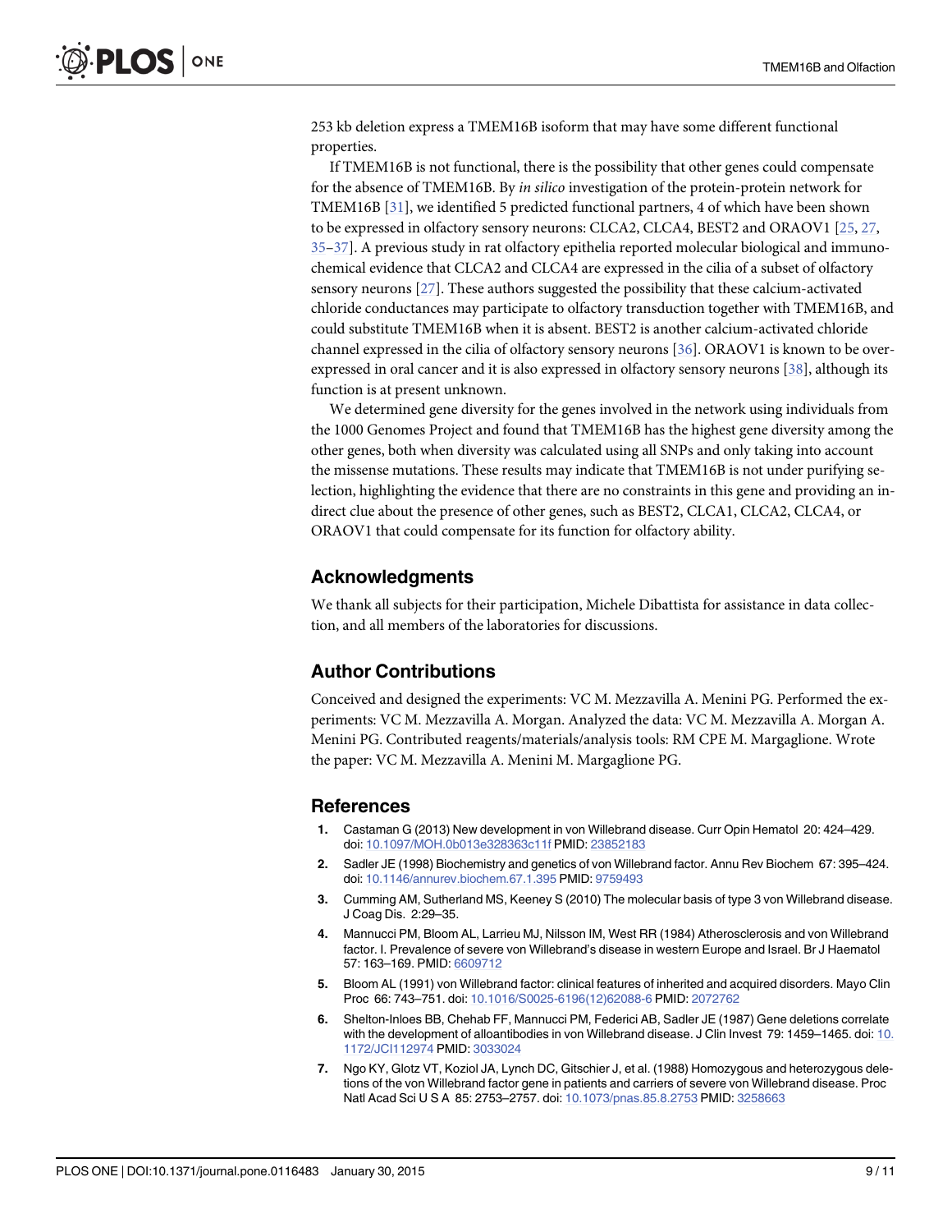253 kb deletion express a TMEM16B isoform that may have some different functional properties.

If TMEM16B is not functional, there is the possibility that other genes could compensate for the absence of TMEM16B. By *in silico* investigation of the protein-protein network for TMEM16B [31], we identified 5 predicted functional partners, 4 of which have been shown to be expressed in olfactory sensory neurons: CLCA2, CLCA4, BEST2 and ORAOV1 [25, 27, 35–37]. A previous study in rat olfactory epithelia reported molecular biological and immunochemical evidence that CLCA2 and CLCA4 are expressed in the cilia of a subset of olfactory sensory neurons [27]. These authors suggested the possibility that these calcium-activated chloride conductances may participate to olfactory transduction together with TMEM16B, and could substitute TMEM16B when it is absent. BEST2 is another calcium-activated chloride channel expressed in the cilia of olfactory sensory neurons [36]. ORAOV1 is known to be overexpressed in oral cancer and it is also expressed in olfactory sensory neurons [38], although its function is at present unknown.

We determined gene diversity for the genes involved in the network using individuals from the 1000 Genomes Project and found that TMEM16B has the highest gene diversity among the other genes, both when diversity was calculated using all SNPs and only taking into account the missense mutations. These results may indicate that TMEM16B is not under purifying selection, highlighting the evidence that there are no constraints in this gene and providing an indirect clue about the presence of other genes, such as BEST2, CLCA1, CLCA2, CLCA4, or ORAOV1 that could compensate for its function for olfactory ability.

## Acknowledgments

We thank all subjects for their participation, Michele Dibattista for assistance in data collection, and all members of the laboratories for discussions.

## Author Contributions

Conceived and designed the experiments: VC M. Mezzavilla A. Menini PG. Performed the experiments: VC M. Mezzavilla A. Morgan. Analyzed the data: VC M. Mezzavilla A. Morgan A. Menini PG. Contributed reagents/materials/analysis tools: RM CPE M. Margaglione. Wrote the paper: VC M. Mezzavilla A. Menini M. Margaglione PG.

## References

1. Castaman G (2013) New development in von Willebrand disease. Curr Opin Hematol 20: 424–429. doi: 10.1097/MOH.0b013e328363c11f PMID: 23852183
2. Sadler JE (1998) Biochemistry and genetics of von Willebrand factor. Annu Rev Biochem 67: 395–424. doi: 10.1146/annurev.biochem.67.1.395 PMID: 9759493
3. Cumming AM, Sutherland MS, Keeney S (2010) The molecular basis of type 3 von Willebrand disease. J Coag Dis. 2:29–35.
4. Mannucci PM, Bloom AL, Larrieu MJ, Nilsson IM, West RR (1984) Atherosclerosis and von Willebrand factor. I. Prevalence of severe von Willebrand's disease in western Europe and Israel. Br J Haematol 57: 163–169. PMID: 6609712
5. Bloom AL (1991) von Willebrand factor: clinical features of inherited and acquired disorders. Mayo Clin Proc 66: 743–751. doi: 10.1016/S0025-6196(12)62088-6 PMID: 2072762
6. Shelton-Inloes BB, Chehab FF, Mannucci PM, Federici AB, Sadler JE (1987) Gene deletions correlate with the development of alloantibodies in von Willebrand disease. J Clin Invest 79: 1459–1465. doi: 10.1172/JCI112974 PMID: 3033024
7. Ngo KY, Glotz VT, Koziol JA, Lynch DC, Gitschier J, et al. (1988) Homozygous and heterozygous deletions of the von Willebrand factor gene in patients and carriers of severe von Willebrand disease. Proc Natl Acad Sci U S A 85: 2753–2757. doi: 10.1073/pnas.85.8.2753 PMID: 3258663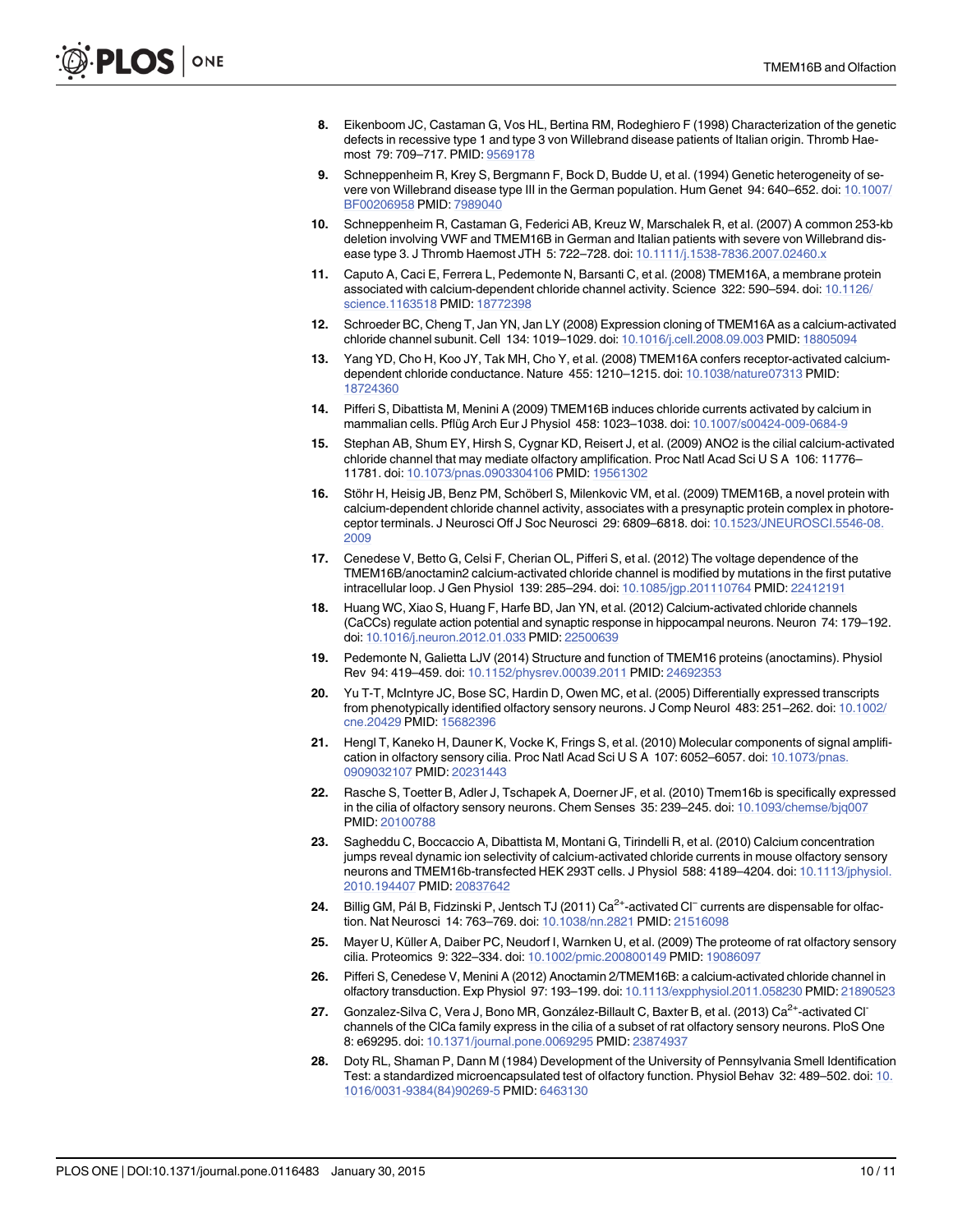8. Eikenboom JC, Castaman G, Vos HL, Bertina RM, Rodeghiero F (1998) Characterization of the genetic defects in recessive type 1 and type 3 von Willebrand disease patients of Italian origin. Thromb Haemost 79: 709–717. PMID: 9569178

9. Schneppenheim R, Krey S, Bergmann F, Bock D, Budde U, et al. (1994) Genetic heterogeneity of severe von Willebrand disease type III in the German population. Hum Genet 94: 640–652. doi: 10.1007/BF00206958 PMID: 7989040

10. Schneppenheim R, Castaman G, Federici AB, Kreuz W, Marschalek R, et al. (2007) A common 253-kb deletion involving VWF and TMEM16B in German and Italian patients with severe von Willebrand disease type 3. J Thromb Haemost JTH 5: 722–728. doi: 10.1111/j.1538-7836.2007.02460.x

11. Caputo A, Caci E, Ferrera L, Pedemonte N, Barsanti C, et al. (2008) TMEM16A, a membrane protein associated with calcium-dependent chloride channel activity. Science 322: 590–594. doi: 10.1126/science.1163518 PMID: 18772398

12. Schroeder BC, Cheng T, Jan YN, Jan LY (2008) Expression cloning of TMEM16A as a calcium-activated chloride channel subunit. Cell 134: 1019–1029. doi: 10.1016/j.cell.2008.09.003 PMID: 18805094

13. Yang YD, Cho H, Koo JY, Tak MH, Cho Y, et al. (2008) TMEM16A confers receptor-activated calcium-dependent chloride conductance. Nature 455: 1210–1215. doi: 10.1038/nature07313 PMID: 18724360

14. Pifferi S, Dibattista M, Menini A (2009) TMEM16B induces chloride currents activated by calcium in mammalian cells. Pflüg Arch Eur J Physiol 458: 1023–1038. doi: 10.1007/s00424-009-0684-9

15. Stephan AB, Shum EY, Hirsh S, Cygnar KD, Reisert J, et al. (2009) ANO2 is the cilial calcium-activated chloride channel that may mediate olfactory amplification. Proc Natl Acad Sci U S A 106: 11776–11781. doi: 10.1073/pnas.0903304106 PMID: 19561302

16. Stöhr H, Heisig JB, Benz PM, Schöberl S, Milenkovic VM, et al. (2009) TMEM16B, a novel protein with calcium-dependent chloride channel activity, associates with a presynaptic protein complex in photoreceptor terminals. J Neurosci Off J Soc Neurosci 29: 6809–6818. doi: 10.1523/JNEUROSCI.5546-08.2009

17. Cenedese V, Betto G, Celsi F, Cherian OL, Pifferi S, et al. (2012) The voltage dependence of the TMEM16B/anoctamin2 calcium-activated chloride channel is modified by mutations in the first putative intracellular loop. J Gen Physiol 139: 285–294. doi: 10.1085/jgp.201110764 PMID: 22412191

18. Huang WC, Xiao S, Huang F, Harfe BD, Jan YN, et al. (2012) Calcium-activated chloride channels (CaCCs) regulate action potential and synaptic response in hippocampal neurons. Neuron 74: 179–192. doi: 10.1016/j.neuron.2012.01.033 PMID: 22500639

19. Pedemonte N, Galietta LJV (2014) Structure and function of TMEM16 proteins (anoctamins). Physiol Rev 94: 419–459. doi: 10.1152/physrev.00039.2011 PMID: 24692353

20. Yu T-T, McIntyre JC, Bose SC, Hardin D, Owen MC, et al. (2005) Differentially expressed transcripts from phenotypically identified olfactory sensory neurons. J Comp Neurol 483: 251–262. doi: 10.1002/cne.20429 PMID: 15682396

21. Hengl T, Kaneko H, Dauner K, Vocke K, Frings S, et al. (2010) Molecular components of signal amplification in olfactory sensory cilia. Proc Natl Acad Sci U S A 107: 6052–6057. doi: 10.1073/pnas.0909032107 PMID: 20231443

22. Rasche S, Toetter B, Adler J, Tschapek A, Doerner JF, et al. (2010) Tmem16b is specifically expressed in the cilia of olfactory sensory neurons. Chem Senses 35: 239–245. doi: 10.1093/chemse/bjq007 PMID: 20100788

23. Sagheddu C, Boccaccio A, Dibattista M, Montani G, Tirindelli R, et al. (2010) Calcium concentration jumps reveal dynamic ion selectivity of calcium-activated chloride currents in mouse olfactory sensory neurons and TMEM16b-transfected HEK 293T cells. J Physiol 588: 4189–4204. doi: 10.1113/jphysiol.2010.194407 PMID: 20837642

24. Billig GM, Pál B, Fidzinski P, Jentsch TJ (2011) $Ca^{2+}$-activated $Cl^{-}$ currents are dispensable for olfaction. Nat Neurosci 14: 763–769. doi: 10.1038/nn.2821 PMID: 21516098

25. Mayer U, Küller A, Daiber PC, Neudorf I, Warnken U, et al. (2009) The proteome of rat olfactory sensory cilia. Proteomics 9: 322–334. doi: 10.1002/pmic.200800149 PMID: 19086097

26. Pifferi S, Cenedese V, Menini A (2012) Anoctamin 2/TMEM16B: a calcium-activated chloride channel in olfactory transduction. Exp Physiol 97: 193–199. doi: 10.1113/expphysiol.2011.058230 PMID: 21890523

27. Gonzalez-Silva C, Vera J, Bono MR, González-Billault C, Baxter B, et al. (2013) $Ca^{2+}$-activated $Cl^{-}$ channels of the ClCa family express in the cilia of a subset of rat olfactory sensory neurons. PloS One 8: e69295. doi: 10.1371/journal.pone.0069295 PMID: 23874937

28. Doty RL, Shaman P, Dann M (1984) Development of the University of Pennsylvania Smell Identification Test: a standardized microencapsulated test of olfactory function. Physiol Behav 32: 489–502. doi: 10.1016/0031-9384(84)90269-5 PMID: 6463130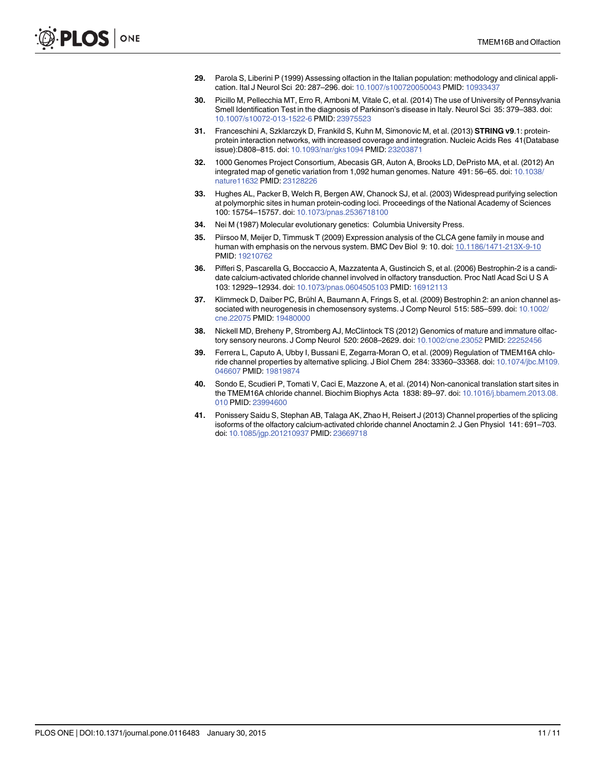29. Parola S, Liberini P (1999) Assessing olfaction in the Italian population: methodology and clinical application. Ital J Neurol Sci 20: 287–296. doi: 10.1007/s100720050043 PMID: 10933437

30. Picillo M, Pellecchia MT, Erro R, Amboni M, Vitale C, et al. (2014) The use of University of Pennsylvania Smell Identification Test in the diagnosis of Parkinson's disease in Italy. Neurol Sci 35: 379–383. doi: 10.1007/s10072-013-1522-6 PMID: 23975523

31. Franceschini A, Szklarczyk D, Frankild S, Kuhn M, Simonovic M, et al. (2013) **STRING v9**.1: protein-protein interaction networks, with increased coverage and integration. Nucleic Acids Res 41(Database issue):D808–815. doi: 10.1093/nar/gks1094 PMID: 23203871

32. 1000 Genomes Project Consortium, Abecasis GR, Auton A, Brooks LD, DePristo MA, et al. (2012) An integrated map of genetic variation from 1,092 human genomes. Nature 491: 56–65. doi: 10.1038/nature11632 PMID: 23128226

33. Hughes AL, Packer B, Welch R, Bergen AW, Chanock SJ, et al. (2003) Widespread purifying selection at polymorphic sites in human protein-coding loci. Proceedings of the National Academy of Sciences 100: 15754–15757. doi: 10.1073/pnas.2536718100

34. Nei M (1987) Molecular evolutionary genetics: Columbia University Press.

35. Piirsoo M, Meijer D, Timmusk T (2009) Expression analysis of the CLCA gene family in mouse and human with emphasis on the nervous system. BMC Dev Biol 9: 10. doi: 10.1186/1471-213X-9-10 PMID: 19210762

36. Pifferi S, Pascarella G, Boccaccio A, Mazzatenta A, Gustincich S, et al. (2006) Bestrophin-2 is a candidate calcium-activated chloride channel involved in olfactory transduction. Proc Natl Acad Sci U S A 103: 12929–12934. doi: 10.1073/pnas.0604505103 PMID: 16912113

37. Klimmeck D, Daiber PC, Brühl A, Baumann A, Frings S, et al. (2009) Bestrophin 2: an anion channel associated with neurogenesis in chemosensory systems. J Comp Neurol 515: 585–599. doi: 10.1002/cne.22075 PMID: 19480000

38. Nickell MD, Breheny P, Stromberg AJ, McClintock TS (2012) Genomics of mature and immature olfactory sensory neurons. J Comp Neurol 520: 2608–2629. doi: 10.1002/cne.23052 PMID: 22252456

39. Ferrera L, Caputo A, Ubby I, Bussani E, Zegarra-Moran O, et al. (2009) Regulation of TMEM16A chloride channel properties by alternative splicing. J Biol Chem 284: 33360–33368. doi: 10.1074/jbc.M109.046607 PMID: 19819874

40. Sondo E, Scudieri P, Tomati V, Caci E, Mazzone A, et al. (2014) Non-canonical translation start sites in the TMEM16A chloride channel. Biochim Biophys Acta 1838: 89–97. doi: 10.1016/j.bbamem.2013.08.010 PMID: 23994600

41. Ponissery Saidu S, Stephan AB, Talaga AK, Zhao H, Reisert J (2013) Channel properties of the splicing isoforms of the olfactory calcium-activated chloride channel Anoctamin 2. J Gen Physiol 141: 691–703. doi: 10.1085/jgp.201210937 PMID: 23669718